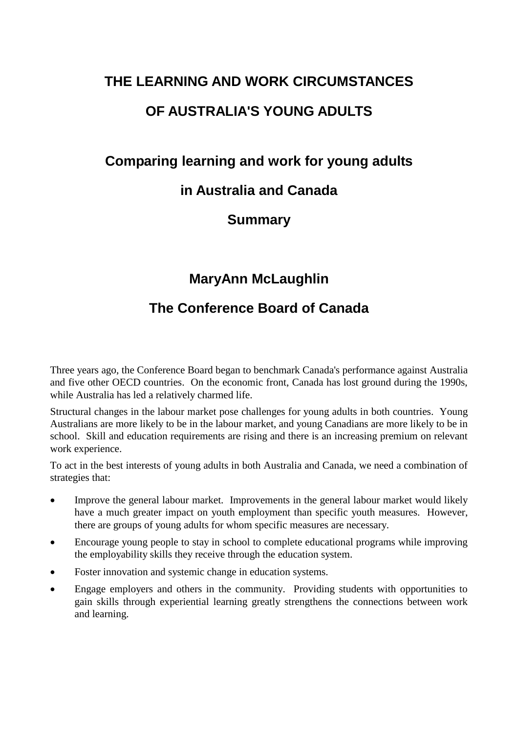# THE LEARNING AND WORK CIRCUMSTANCES OF AUSTRALIA'S YOUNG ADULTS

## Comparing learning and work for young adults in Australia and Canada

## Summary

**MaryAnn McLaughlin**

**The Conference Board of Canada**

Three years ago, the Conference Board began to benchmark Canada's performance against Australia and five other OECD countries. On the economic front, Canada has lost ground during the 1990s, while Australia has led a relatively charmed life.

Structural changes in the labour market pose challenges for young adults in both countries. Young Australians are more likely to be in the labour market, and young Canadians are more likely to be in school. Skill and education requirements are rising and there is an increasing premium on relevant work experience.

To act in the best interests of young adults in both Australia and Canada, we need a combination of strategies that:

- Improve the general labour market. Improvements in the general labour market would likely have a much greater impact on youth employment than specific youth measures. However, there are groups of young adults for whom specific measures are necessary.
- Encourage young people to stay in school to complete educational programs while improving the employability skills they receive through the education system.
- Foster innovation and systemic change in education systems.
- Engage employers and others in the community. Providing students with opportunities to gain skills through experiential learning greatly strengthens the connections between work and learning.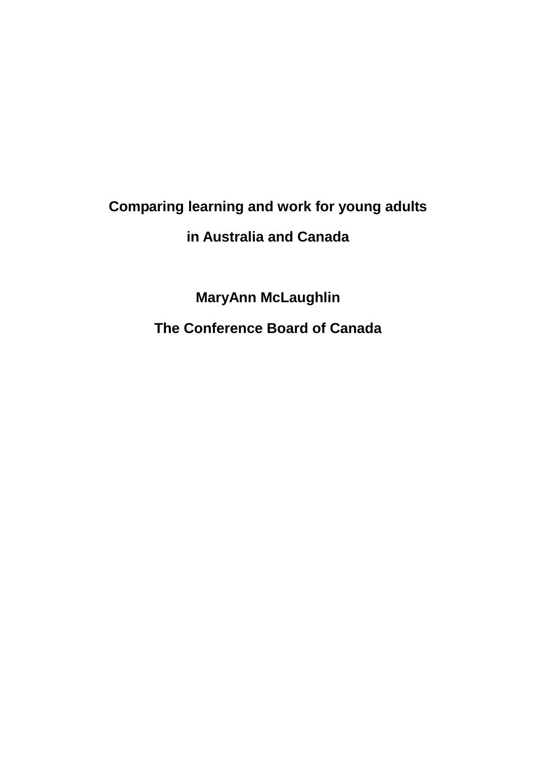# Comparing learning and work for young adults in Australia and Canada

**MaryAnn McLaughlin**

**The Conference Board of Canada**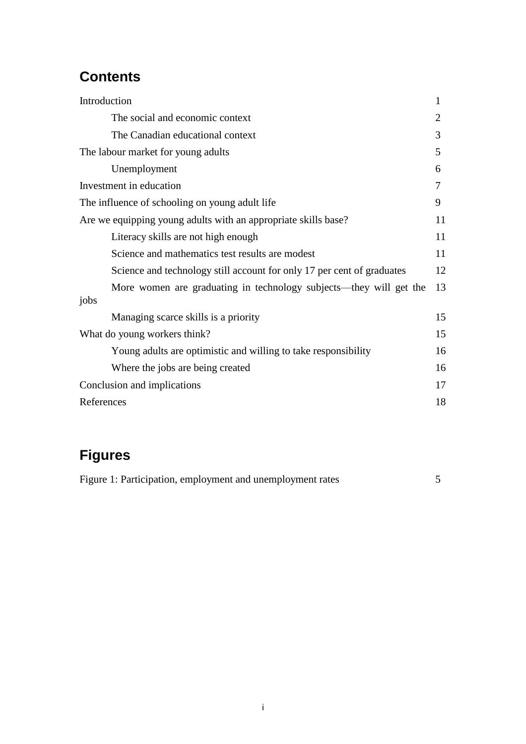## Contents

| | |
|---|---|
| Introduction | 1 |
| The social and economic context | 2 |
| The Canadian educational context | 3 |
| The labour market for young adults | 5 |
| Unemployment | 6 |
| Investment in education | 7 |
| The influence of schooling on young adult life | 9 |
| Are we equipping young adults with an appropriate skills base? | 11 |
| Literacy skills are not high enough | 11 |
| Science and mathematics test results are modest | 11 |
| Science and technology still account for only 17 per cent of graduates | 12 |
| More women are graduating in technology subjects—they will get the jobs | 13 |
| Managing scarce skills is a priority | 15 |
| What do young workers think? | 15 |
| Young adults are optimistic and willing to take responsibility | 16 |
| Where the jobs are being created | 16 |
| Conclusion and implications | 17 |
| References | 18 |

## Figures

| | |
|---|---|
| Figure 1: Participation, employment and unemployment rates | 5 |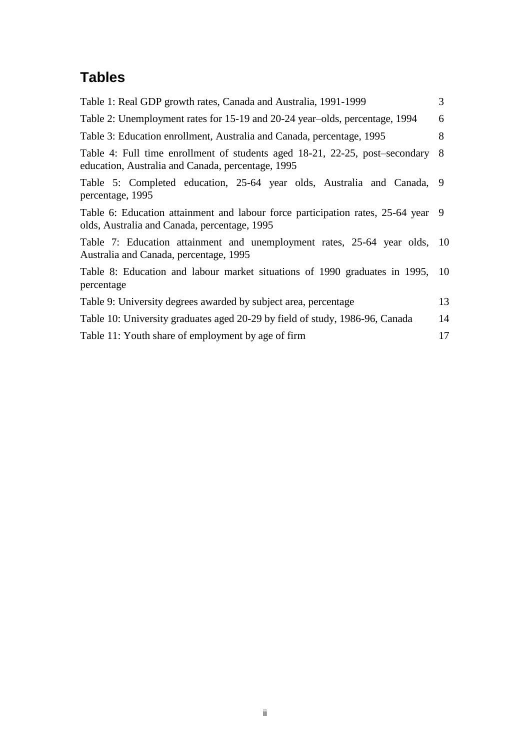## Tables

Table 1: Real GDP growth rates, Canada and Australia, 1991-1999 3

Table 2: Unemployment rates for 15-19 and 20-24 year–olds, percentage, 1994 6

Table 3: Education enrollment, Australia and Canada, percentage, 1995 8

Table 4: Full time enrollment of students aged 18-21, 22-25, post–secondary education, Australia and Canada, percentage, 1995 8

Table 5: Completed education, 25-64 year olds, Australia and Canada, percentage, 1995 9

Table 6: Education attainment and labour force participation rates, 25-64 year olds, Australia and Canada, percentage, 1995 9

Table 7: Education attainment and unemployment rates, 25-64 year olds, Australia and Canada, percentage, 1995 10

Table 8: Education and labour market situations of 1990 graduates in 1995, percentage 10

Table 9: University degrees awarded by subject area, percentage 13

Table 10: University graduates aged 20-29 by field of study, 1986-96, Canada 14

Table 11: Youth share of employment by age of firm 17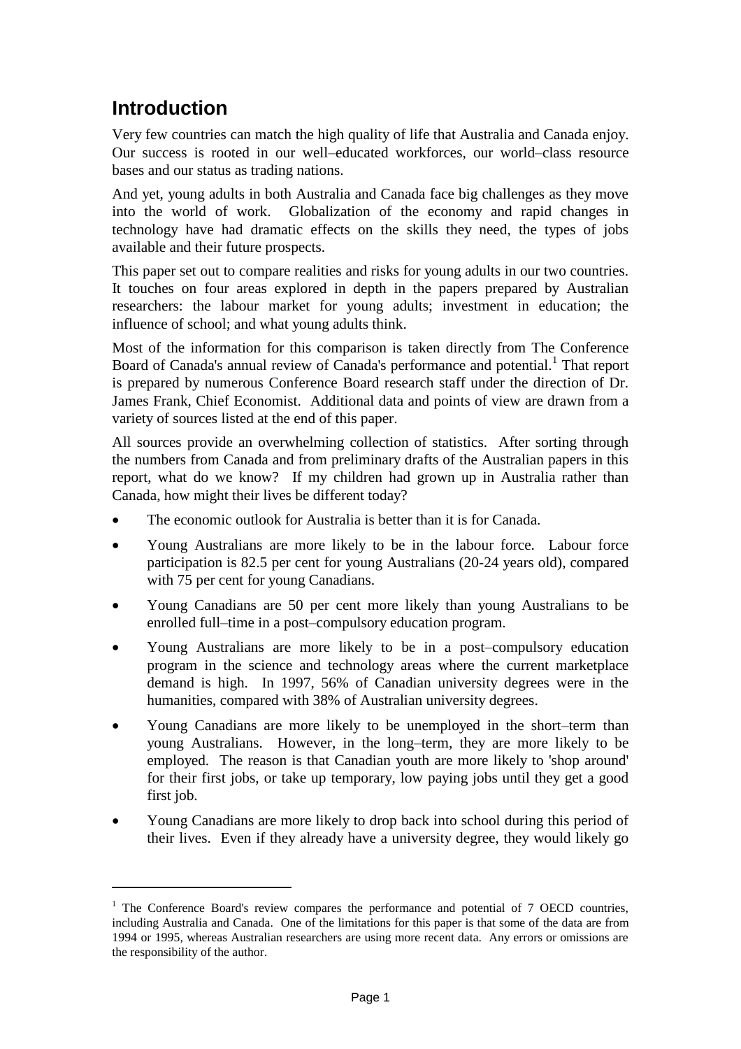# Introduction

Very few countries can match the high quality of life that Australia and Canada enjoy. Our success is rooted in our well–educated workforces, our world–class resource bases and our status as trading nations.

And yet, young adults in both Australia and Canada face big challenges as they move into the world of work. Globalization of the economy and rapid changes in technology have had dramatic effects on the skills they need, the types of jobs available and their future prospects.

This paper set out to compare realities and risks for young adults in our two countries. It touches on four areas explored in depth in the papers prepared by Australian researchers: the labour market for young adults; investment in education; the influence of school; and what young adults think.

Most of the information for this comparison is taken directly from The Conference Board of Canada's annual review of Canada's performance and potential.[1] That report is prepared by numerous Conference Board research staff under the direction of Dr. James Frank, Chief Economist. Additional data and points of view are drawn from a variety of sources listed at the end of this paper.

All sources provide an overwhelming collection of statistics. After sorting through the numbers from Canada and from preliminary drafts of the Australian papers in this report, what do we know? If my children had grown up in Australia rather than Canada, how might their lives be different today?

- The economic outlook for Australia is better than it is for Canada.
- Young Australians are more likely to be in the labour force. Labour force participation is 82.5 per cent for young Australians (20-24 years old), compared with 75 per cent for young Canadians.
- Young Canadians are 50 per cent more likely than young Australians to be enrolled full–time in a post–compulsory education program.
- Young Australians are more likely to be in a post–compulsory education program in the science and technology areas where the current marketplace demand is high. In 1997, 56% of Canadian university degrees were in the humanities, compared with 38% of Australian university degrees.
- Young Canadians are more likely to be unemployed in the short–term than young Australians. However, in the long–term, they are more likely to be employed. The reason is that Canadian youth are more likely to 'shop around' for their first jobs, or take up temporary, low paying jobs until they get a good first job.
- Young Canadians are more likely to drop back into school during this period of their lives. Even if they already have a university degree, they would likely go

[1] The Conference Board's review compares the performance and potential of 7 OECD countries, including Australia and Canada. One of the limitations for this paper is that some of the data are from 1994 or 1995, whereas Australian researchers are using more recent data. Any errors or omissions are the responsibility of the author.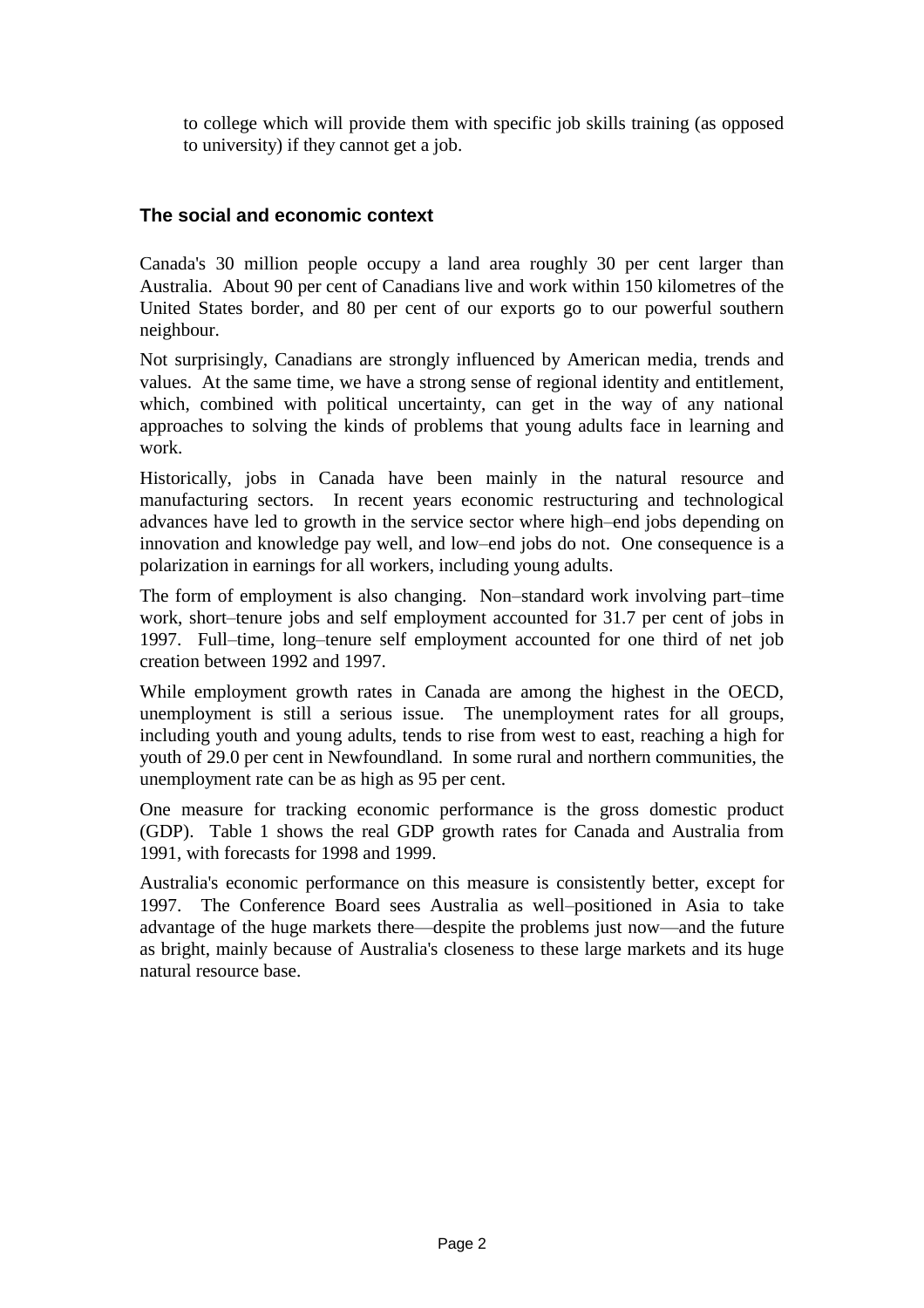to college which will provide them with specific job skills training (as opposed to university) if they cannot get a job.

## The social and economic context

Canada's 30 million people occupy a land area roughly 30 per cent larger than Australia. About 90 per cent of Canadians live and work within 150 kilometres of the United States border, and 80 per cent of our exports go to our powerful southern neighbour.

Not surprisingly, Canadians are strongly influenced by American media, trends and values. At the same time, we have a strong sense of regional identity and entitlement, which, combined with political uncertainty, can get in the way of any national approaches to solving the kinds of problems that young adults face in learning and work.

Historically, jobs in Canada have been mainly in the natural resource and manufacturing sectors. In recent years economic restructuring and technological advances have led to growth in the service sector where high–end jobs depending on innovation and knowledge pay well, and low–end jobs do not. One consequence is a polarization in earnings for all workers, including young adults.

The form of employment is also changing. Non–standard work involving part–time work, short–tenure jobs and self employment accounted for 31.7 per cent of jobs in 1997. Full–time, long–tenure self employment accounted for one third of net job creation between 1992 and 1997.

While employment growth rates in Canada are among the highest in the OECD, unemployment is still a serious issue. The unemployment rates for all groups, including youth and young adults, tends to rise from west to east, reaching a high for youth of 29.0 per cent in Newfoundland. In some rural and northern communities, the unemployment rate can be as high as 95 per cent.

One measure for tracking economic performance is the gross domestic product (GDP). Table 1 shows the real GDP growth rates for Canada and Australia from 1991, with forecasts for 1998 and 1999.

Australia's economic performance on this measure is consistently better, except for 1997. The Conference Board sees Australia as well–positioned in Asia to take advantage of the huge markets there—despite the problems just now—and the future as bright, mainly because of Australia's closeness to these large markets and its huge natural resource base.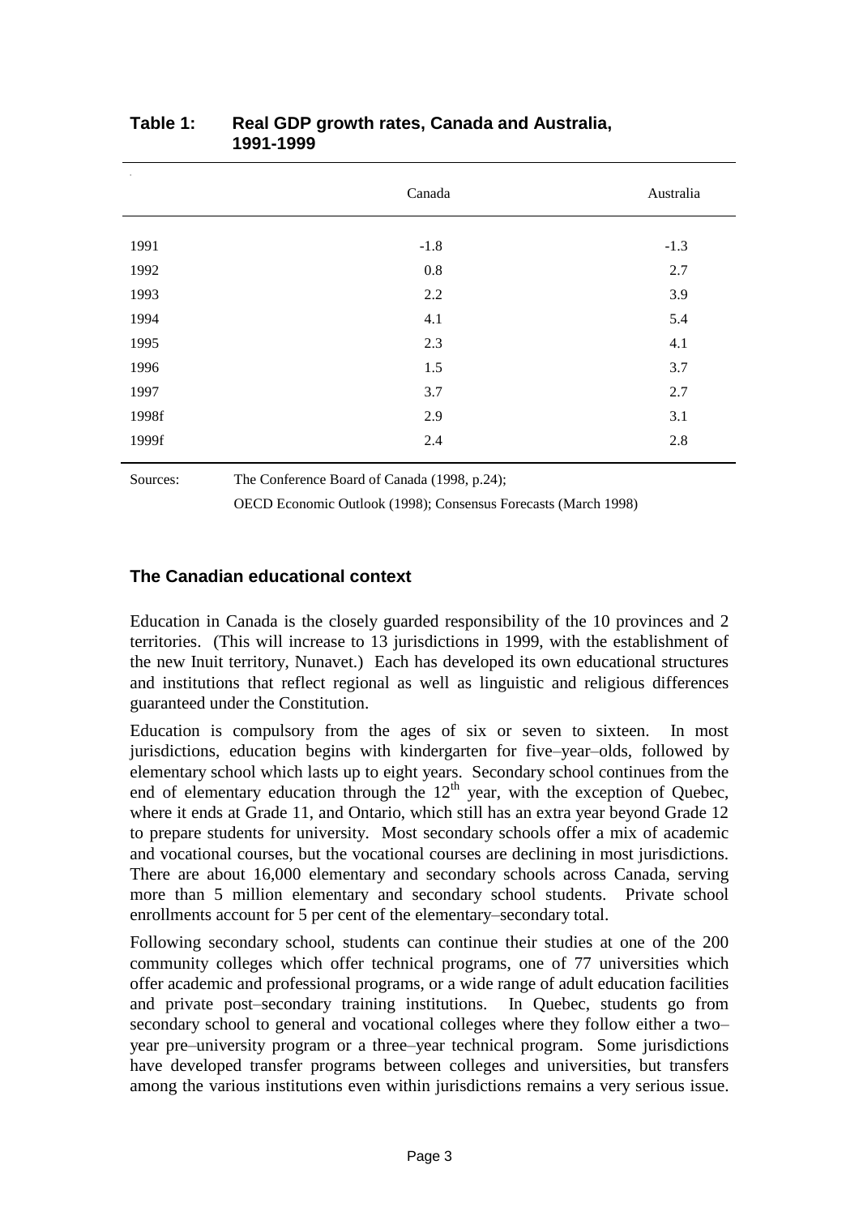**Table 1: Real GDP growth rates, Canada and Australia, 1991-1999**

| | Canada | Australia |
|---|---|---|
| 1991 | -1.8 | -1.3 |
| 1992 | 0.8 | 2.7 |
| 1993 | 2.2 | 3.9 |
| 1994 | 4.1 | 5.4 |
| 1995 | 2.3 | 4.1 |
| 1996 | 1.5 | 3.7 |
| 1997 | 3.7 | 2.7 |
| 1998f | 2.9 | 3.1 |
| 1999f | 2.4 | 2.8 |

Sources: The Conference Board of Canada (1998, p.24);
OECD Economic Outlook (1998); Consensus Forecasts (March 1998)

## The Canadian educational context

Education in Canada is the closely guarded responsibility of the 10 provinces and 2 territories. (This will increase to 13 jurisdictions in 1999, with the establishment of the new Inuit territory, Nunavet.) Each has developed its own educational structures and institutions that reflect regional as well as linguistic and religious differences guaranteed under the Constitution.

Education is compulsory from the ages of six or seven to sixteen. In most jurisdictions, education begins with kindergarten for five–year–olds, followed by elementary school which lasts up to eight years. Secondary school continues from the end of elementary education through the 12th year, with the exception of Quebec, where it ends at Grade 11, and Ontario, which still has an extra year beyond Grade 12 to prepare students for university. Most secondary schools offer a mix of academic and vocational courses, but the vocational courses are declining in most jurisdictions. There are about 16,000 elementary and secondary schools across Canada, serving more than 5 million elementary and secondary school students. Private school enrollments account for 5 per cent of the elementary–secondary total.

Following secondary school, students can continue their studies at one of the 200 community colleges which offer technical programs, one of 77 universities which offer academic and professional programs, or a wide range of adult education facilities and private post–secondary training institutions. In Quebec, students go from secondary school to general and vocational colleges where they follow either a two–year pre–university program or a three–year technical program. Some jurisdictions have developed transfer programs between colleges and universities, but transfers among the various institutions even within jurisdictions remains a very serious issue.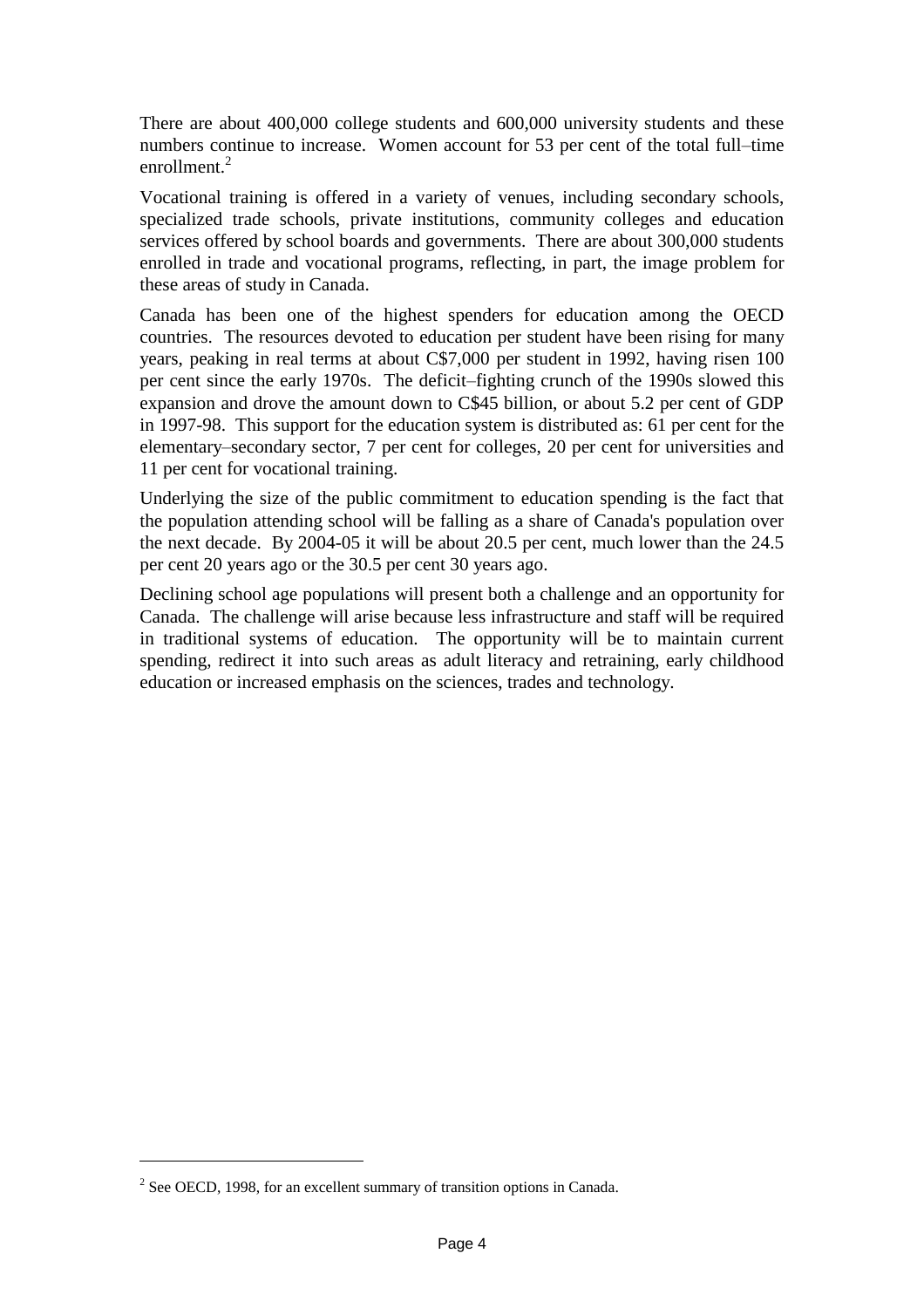There are about 400,000 college students and 600,000 university students and these numbers continue to increase. Women account for 53 per cent of the total full–time enrollment.[2]

Vocational training is offered in a variety of venues, including secondary schools, specialized trade schools, private institutions, community colleges and education services offered by school boards and governments. There are about 300,000 students enrolled in trade and vocational programs, reflecting, in part, the image problem for these areas of study in Canada.

Canada has been one of the highest spenders for education among the OECD countries. The resources devoted to education per student have been rising for many years, peaking in real terms at about C$7,000 per student in 1992, having risen 100 per cent since the early 1970s. The deficit–fighting crunch of the 1990s slowed this expansion and drove the amount down to C$45 billion, or about 5.2 per cent of GDP in 1997-98. This support for the education system is distributed as: 61 per cent for the elementary–secondary sector, 7 per cent for colleges, 20 per cent for universities and 11 per cent for vocational training.

Underlying the size of the public commitment to education spending is the fact that the population attending school will be falling as a share of Canada's population over the next decade. By 2004-05 it will be about 20.5 per cent, much lower than the 24.5 per cent 20 years ago or the 30.5 per cent 30 years ago.

Declining school age populations will present both a challenge and an opportunity for Canada. The challenge will arise because less infrastructure and staff will be required in traditional systems of education. The opportunity will be to maintain current spending, redirect it into such areas as adult literacy and retraining, early childhood education or increased emphasis on the sciences, trades and technology.

---

[2] See OECD, 1998, for an excellent summary of transition options in Canada.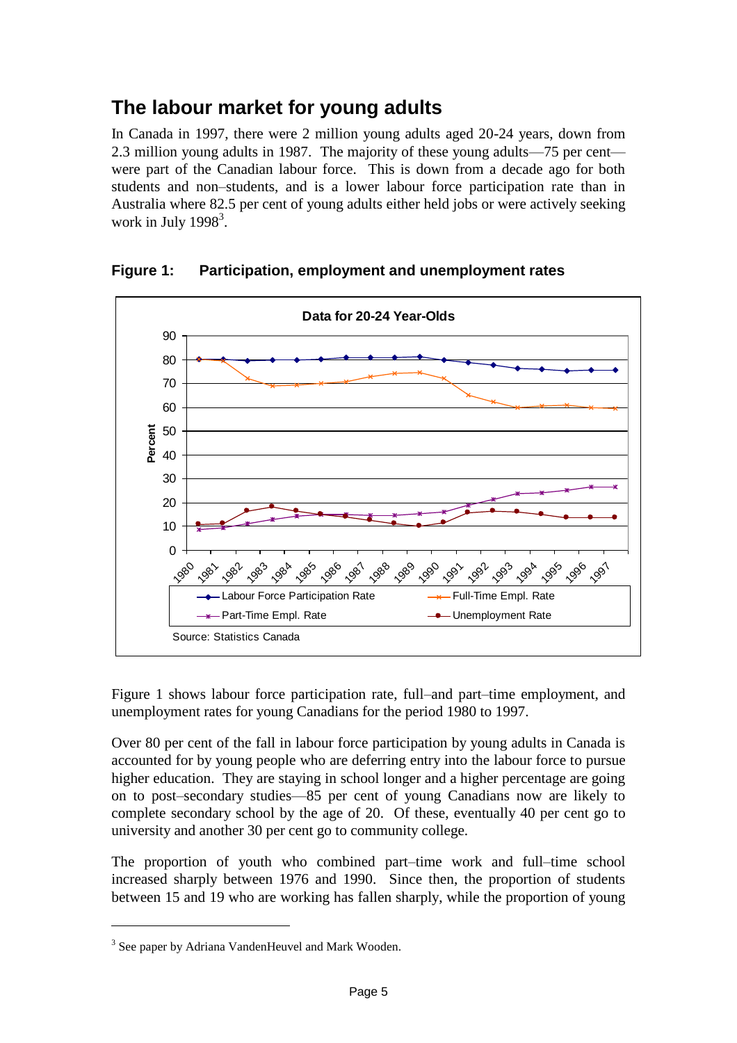## The labour market for young adults

In Canada in 1997, there were 2 million young adults aged 20-24 years, down from 2.3 million young adults in 1987. The majority of these young adults—75 per cent—were part of the Canadian labour force. This is down from a decade ago for both students and non–students, and is a lower labour force participation rate than in Australia where 82.5 per cent of young adults either held jobs or were actively seeking work in July 1998[3].

**Figure 1: Participation, employment and unemployment rates**

Figure 1 shows labour force participation rate, full–and part–time employment, and unemployment rates for young Canadians for the period 1980 to 1997.

Over 80 per cent of the fall in labour force participation by young adults in Canada is accounted for by young people who are deferring entry into the labour force to pursue higher education. They are staying in school longer and a higher percentage are going on to post–secondary studies—85 per cent of young Canadians now are likely to complete secondary school by the age of 20. Of these, eventually 40 per cent go to university and another 30 per cent go to community college.

The proportion of youth who combined part–time work and full–time school increased sharply between 1976 and 1990. Since then, the proportion of students between 15 and 19 who are working has fallen sharply, while the proportion of young

[3] See paper by Adriana VandenHeuvel and Mark Wooden.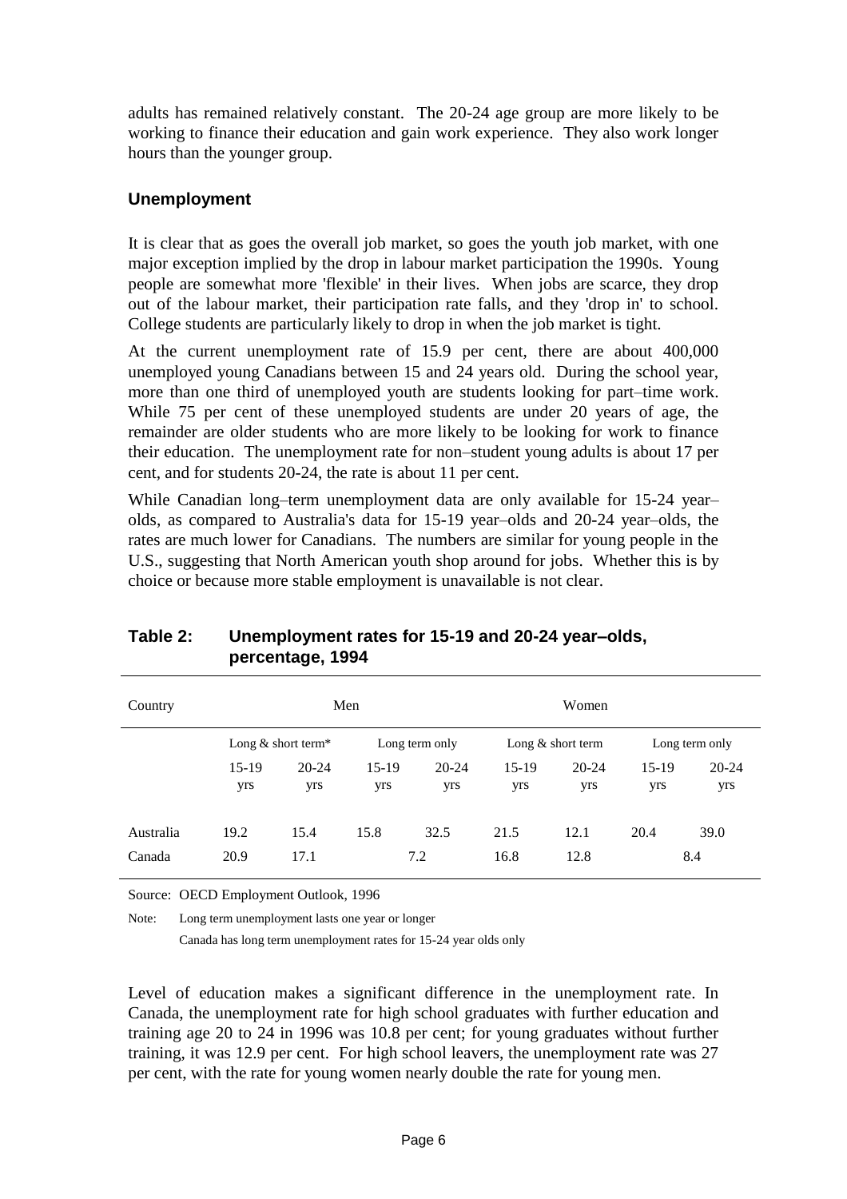adults has remained relatively constant. The 20-24 age group are more likely to be working to finance their education and gain work experience. They also work longer hours than the younger group.

### Unemployment

It is clear that as goes the overall job market, so goes the youth job market, with one major exception implied by the drop in labour market participation the 1990s. Young people are somewhat more 'flexible' in their lives. When jobs are scarce, they drop out of the labour market, their participation rate falls, and they 'drop in' to school. College students are particularly likely to drop in when the job market is tight.

At the current unemployment rate of 15.9 per cent, there are about 400,000 unemployed young Canadians between 15 and 24 years old. During the school year, more than one third of unemployed youth are students looking for part–time work. While 75 per cent of these unemployed students are under 20 years of age, the remainder are older students who are more likely to be looking for work to finance their education. The unemployment rate for non–student young adults is about 17 per cent, and for students 20-24, the rate is about 11 per cent.

While Canadian long–term unemployment data are only available for 15-24 year–olds, as compared to Australia's data for 15-19 year–olds and 20-24 year–olds, the rates are much lower for Canadians. The numbers are similar for young people in the U.S., suggesting that North American youth shop around for jobs. Whether this is by choice or because more stable employment is unavailable is not clear.

**Table 2: Unemployment rates for 15-19 and 20-24 year–olds, percentage, 1994**

| Country | Men | | | | Women | | | |
|---|---|---|---|---|---|---|---|---|
| | Long & short term* | | Long term only | | Long & short term | | Long term only | |
| | 15-19 yrs | 20-24 yrs | 15-19 yrs | 20-24 yrs | 15-19 yrs | 20-24 yrs | 15-19 yrs | 20-24 yrs |
| Australia | 19.2 | 15.4 | 15.8 | 32.5 | 21.5 | 12.1 | 20.4 | 39.0 |
| Canada | 20.9 | 17.1 | 7.2 | | 16.8 | 12.8 | 8.4 | |

Source: OECD Employment Outlook, 1996

Note: Long term unemployment lasts one year or longer

Canada has long term unemployment rates for 15-24 year olds only

Level of education makes a significant difference in the unemployment rate. In Canada, the unemployment rate for high school graduates with further education and training age 20 to 24 in 1996 was 10.8 per cent; for young graduates without further training, it was 12.9 per cent. For high school leavers, the unemployment rate was 27 per cent, with the rate for young women nearly double the rate for young men.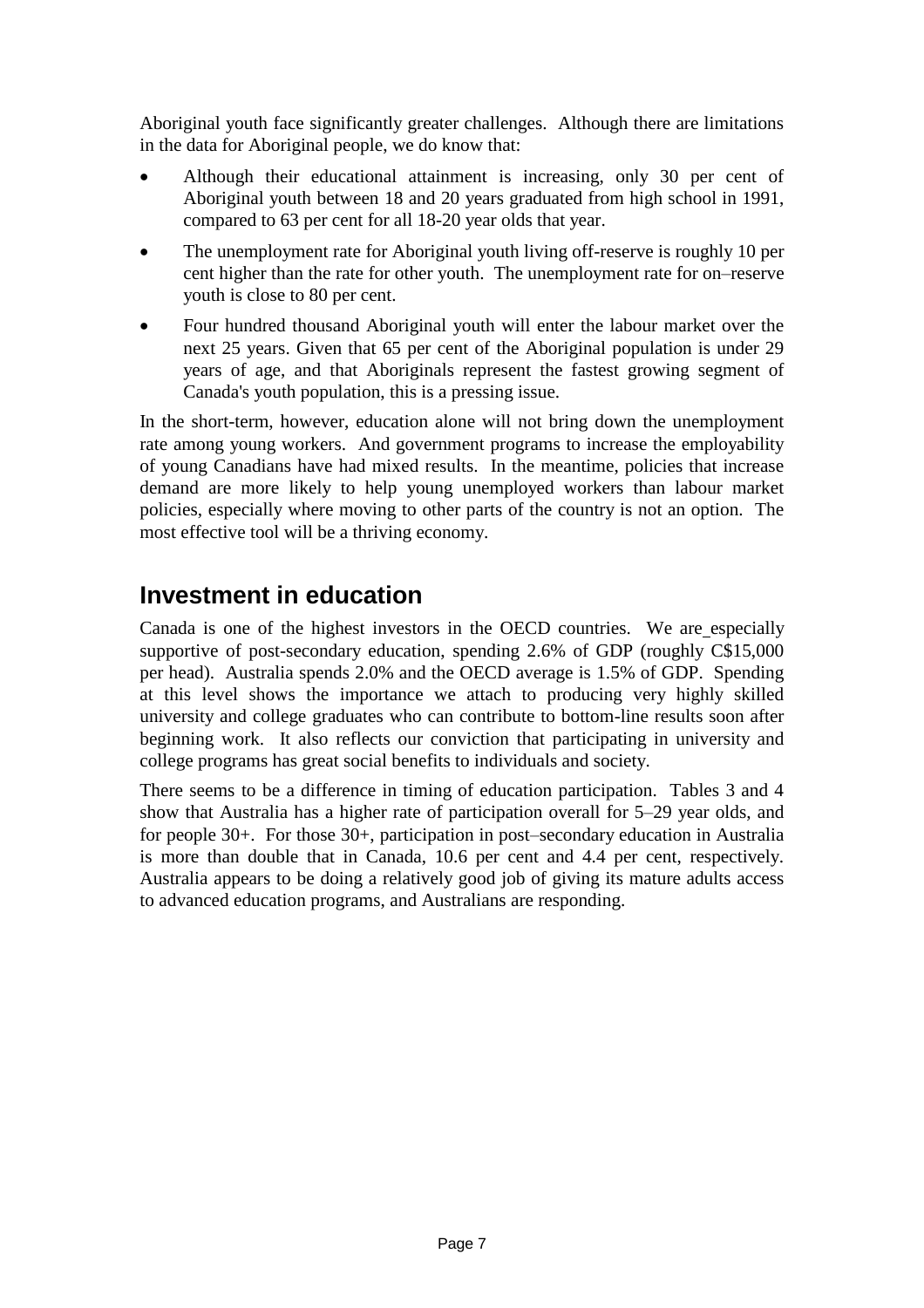Aboriginal youth face significantly greater challenges. Although there are limitations in the data for Aboriginal people, we do know that:

- Although their educational attainment is increasing, only 30 per cent of Aboriginal youth between 18 and 20 years graduated from high school in 1991, compared to 63 per cent for all 18-20 year olds that year.
- The unemployment rate for Aboriginal youth living off-reserve is roughly 10 per cent higher than the rate for other youth. The unemployment rate for on–reserve youth is close to 80 per cent.
- Four hundred thousand Aboriginal youth will enter the labour market over the next 25 years. Given that 65 per cent of the Aboriginal population is under 29 years of age, and that Aboriginals represent the fastest growing segment of Canada's youth population, this is a pressing issue.

In the short-term, however, education alone will not bring down the unemployment rate among young workers. And government programs to increase the employability of young Canadians have had mixed results. In the meantime, policies that increase demand are more likely to help young unemployed workers than labour market policies, especially where moving to other parts of the country is not an option. The most effective tool will be a thriving economy.

## Investment in education

Canada is one of the highest investors in the OECD countries. We are especially supportive of post-secondary education, spending 2.6% of GDP (roughly C$15,000 per head). Australia spends 2.0% and the OECD average is 1.5% of GDP. Spending at this level shows the importance we attach to producing very highly skilled university and college graduates who can contribute to bottom-line results soon after beginning work. It also reflects our conviction that participating in university and college programs has great social benefits to individuals and society.

There seems to be a difference in timing of education participation. Tables 3 and 4 show that Australia has a higher rate of participation overall for 5–29 year olds, and for people 30+. For those 30+, participation in post–secondary education in Australia is more than double that in Canada, 10.6 per cent and 4.4 per cent, respectively. Australia appears to be doing a relatively good job of giving its mature adults access to advanced education programs, and Australians are responding.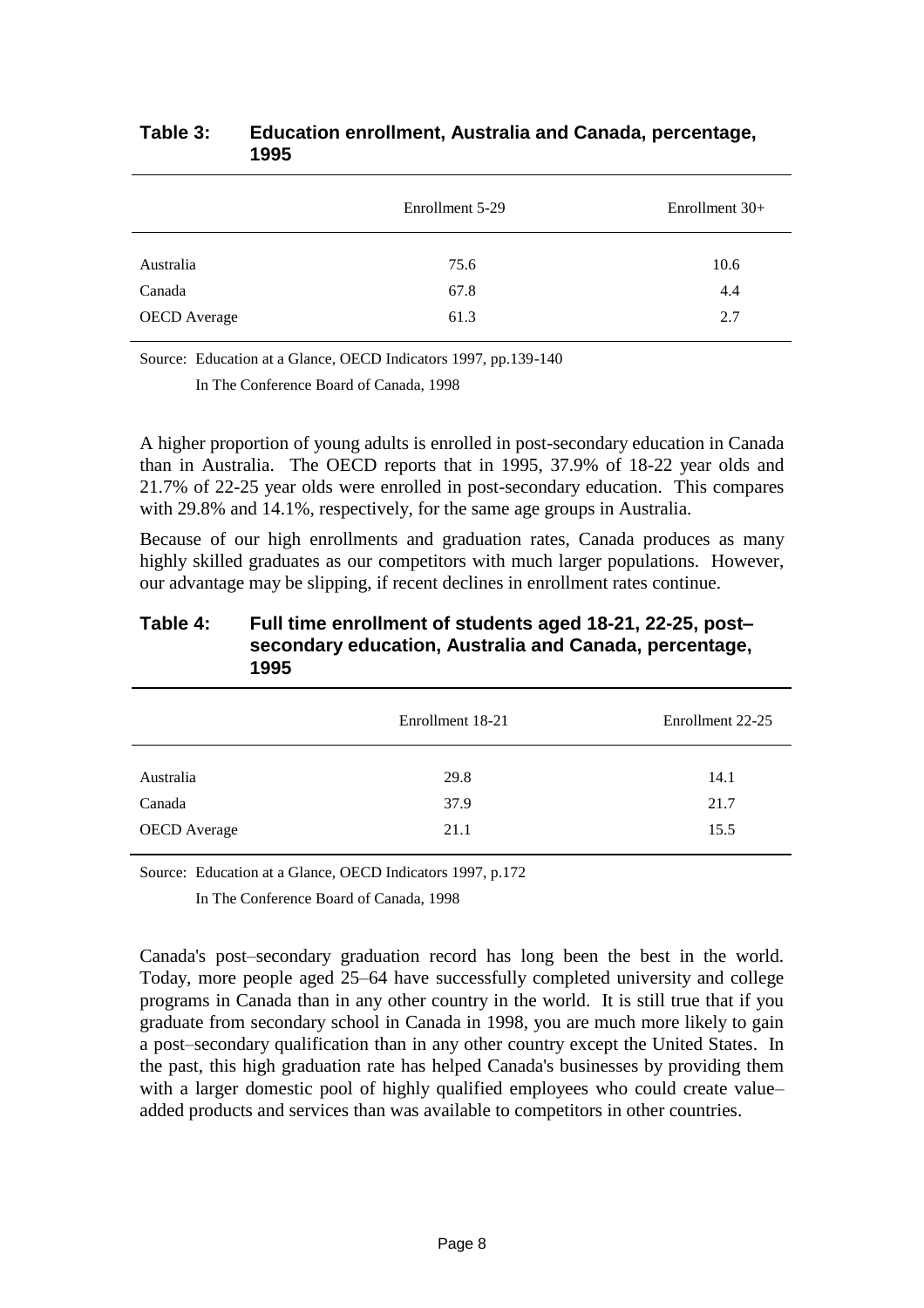**Table 3: Education enrollment, Australia and Canada, percentage, 1995**

| | Enrollment 5-29 | Enrollment 30+ |
|---|---|---|
| Australia | 75.6 | 10.6 |
| Canada | 67.8 | 4.4 |
| OECD Average | 61.3 | 2.7 |

Source: Education at a Glance, OECD Indicators 1997, pp.139-140
In The Conference Board of Canada, 1998

A higher proportion of young adults is enrolled in post-secondary education in Canada than in Australia. The OECD reports that in 1995, 37.9% of 18-22 year olds and 21.7% of 22-25 year olds were enrolled in post-secondary education. This compares with 29.8% and 14.1%, respectively, for the same age groups in Australia.

Because of our high enrollments and graduation rates, Canada produces as many highly skilled graduates as our competitors with much larger populations. However, our advantage may be slipping, if recent declines in enrollment rates continue.

**Table 4: Full time enrollment of students aged 18-21, 22-25, post–secondary education, Australia and Canada, percentage, 1995**

| | Enrollment 18-21 | Enrollment 22-25 |
|---|---|---|
| Australia | 29.8 | 14.1 |
| Canada | 37.9 | 21.7 |
| OECD Average | 21.1 | 15.5 |

Source: Education at a Glance, OECD Indicators 1997, p.172
In The Conference Board of Canada, 1998

Canada's post–secondary graduation record has long been the best in the world. Today, more people aged 25–64 have successfully completed university and college programs in Canada than in any other country in the world. It is still true that if you graduate from secondary school in Canada in 1998, you are much more likely to gain a post–secondary qualification than in any other country except the United States. In the past, this high graduation rate has helped Canada's businesses by providing them with a larger domestic pool of highly qualified employees who could create value–added products and services than was available to competitors in other countries.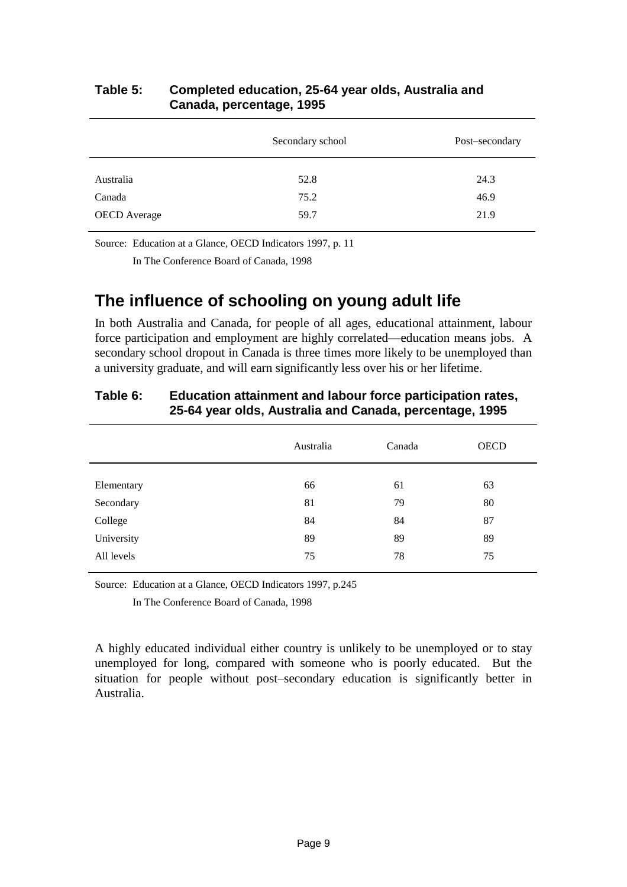**Table 5: Completed education, 25-64 year olds, Australia and Canada, percentage, 1995**

| | Secondary school | Post–secondary |
|---|---|---|
| Australia | 52.8 | 24.3 |
| Canada | 75.2 | 46.9 |
| OECD Average | 59.7 | 21.9 |

Source: Education at a Glance, OECD Indicators 1997, p. 11
In The Conference Board of Canada, 1998

## The influence of schooling on young adult life

In both Australia and Canada, for people of all ages, educational attainment, labour force participation and employment are highly correlated—education means jobs. A secondary school dropout in Canada is three times more likely to be unemployed than a university graduate, and will earn significantly less over his or her lifetime.

**Table 6: Education attainment and labour force participation rates, 25-64 year olds, Australia and Canada, percentage, 1995**

| | Australia | Canada | OECD |
|---|---|---|---|
| Elementary | 66 | 61 | 63 |
| Secondary | 81 | 79 | 80 |
| College | 84 | 84 | 87 |
| University | 89 | 89 | 89 |
| All levels | 75 | 78 | 75 |

Source: Education at a Glance, OECD Indicators 1997, p.245
In The Conference Board of Canada, 1998

A highly educated individual either country is unlikely to be unemployed or to stay unemployed for long, compared with someone who is poorly educated. But the situation for people without post–secondary education is significantly better in Australia.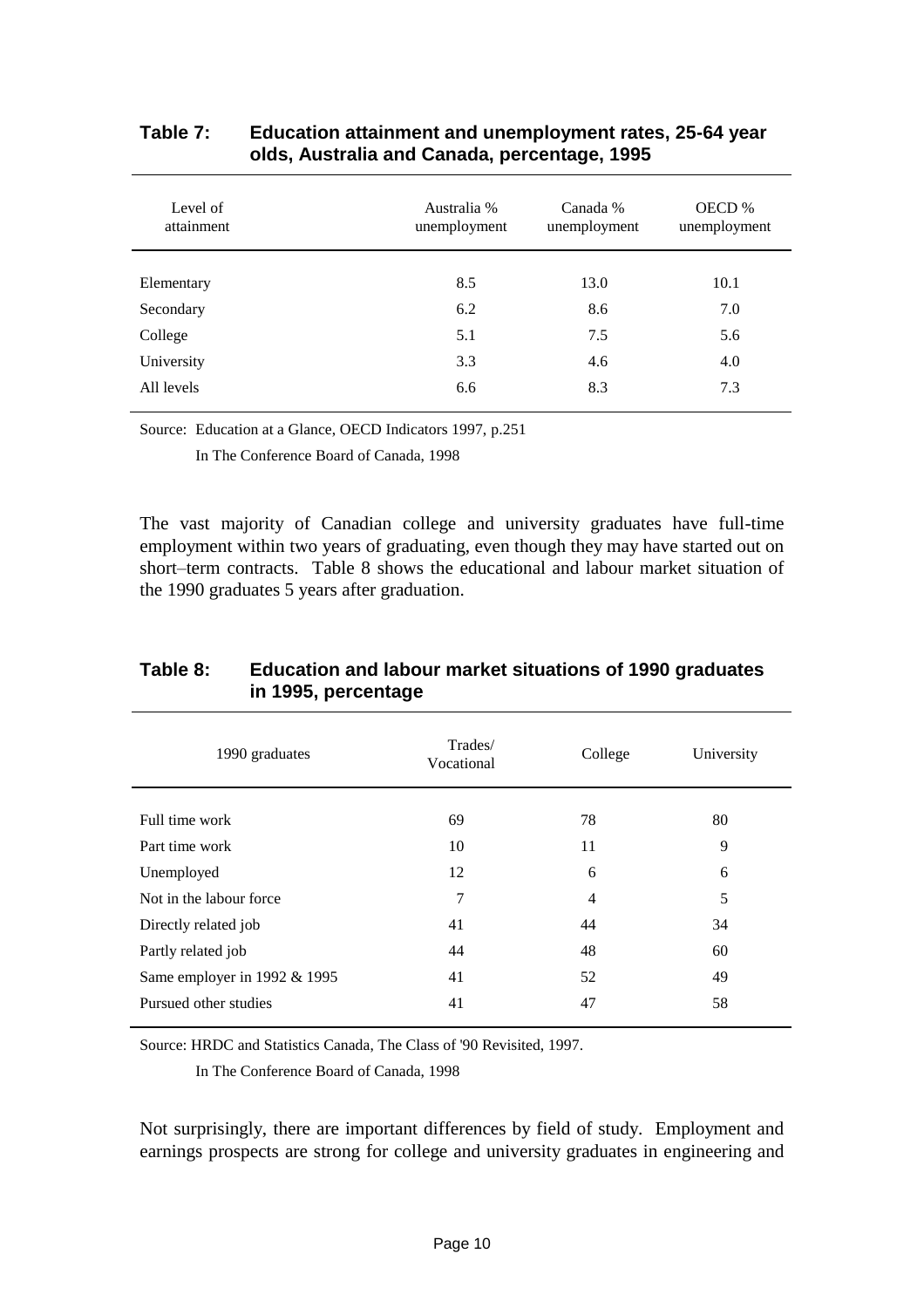**Table 7: Education attainment and unemployment rates, 25-64 year olds, Australia and Canada, percentage, 1995**

| Level of attainment | Australia % unemployment | Canada % unemployment | OECD % unemployment |
|---|---|---|---|
| Elementary | 8.5 | 13.0 | 10.1 |
| Secondary | 6.2 | 8.6 | 7.0 |
| College | 5.1 | 7.5 | 5.6 |
| University | 3.3 | 4.6 | 4.0 |
| All levels | 6.6 | 8.3 | 7.3 |

Source: Education at a Glance, OECD Indicators 1997, p.251

In The Conference Board of Canada, 1998

The vast majority of Canadian college and university graduates have full-time employment within two years of graduating, even though they may have started out on short–term contracts. Table 8 shows the educational and labour market situation of the 1990 graduates 5 years after graduation.

**Table 8: Education and labour market situations of 1990 graduates in 1995, percentage**

| 1990 graduates | Trades/ Vocational | College | University |
|---|---|---|---|
| Full time work | 69 | 78 | 80 |
| Part time work | 10 | 11 | 9 |
| Unemployed | 12 | 6 | 6 |
| Not in the labour force | 7 | 4 | 5 |
| Directly related job | 41 | 44 | 34 |
| Partly related job | 44 | 48 | 60 |
| Same employer in 1992 & 1995 | 41 | 52 | 49 |
| Pursued other studies | 41 | 47 | 58 |

Source: HRDC and Statistics Canada, The Class of '90 Revisited, 1997.

In The Conference Board of Canada, 1998

Not surprisingly, there are important differences by field of study. Employment and earnings prospects are strong for college and university graduates in engineering and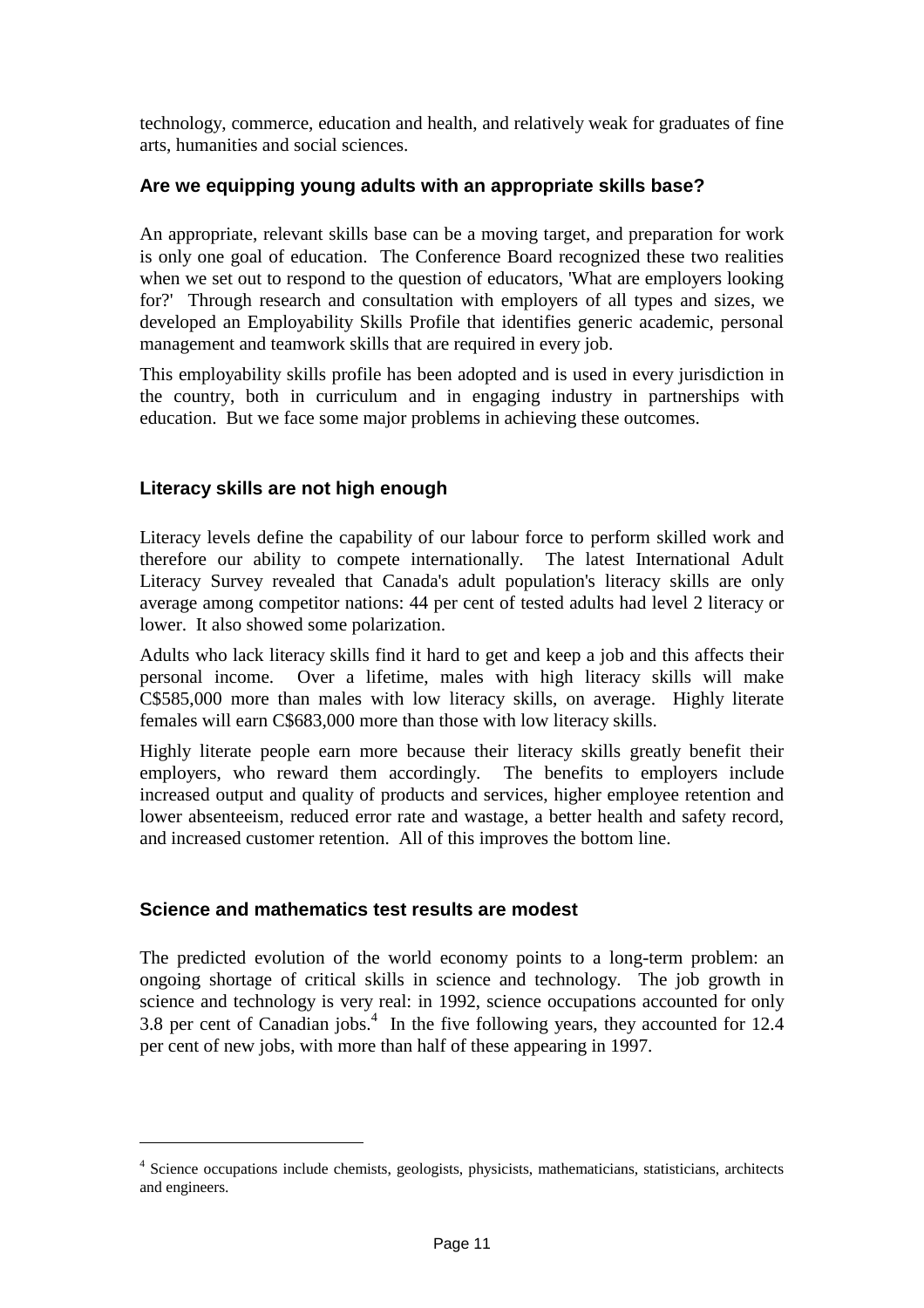technology, commerce, education and health, and relatively weak for graduates of fine arts, humanities and social sciences.

### Are we equipping young adults with an appropriate skills base?

An appropriate, relevant skills base can be a moving target, and preparation for work is only one goal of education. The Conference Board recognized these two realities when we set out to respond to the question of educators, 'What are employers looking for?' Through research and consultation with employers of all types and sizes, we developed an Employability Skills Profile that identifies generic academic, personal management and teamwork skills that are required in every job.

This employability skills profile has been adopted and is used in every jurisdiction in the country, both in curriculum and in engaging industry in partnerships with education. But we face some major problems in achieving these outcomes.

### Literacy skills are not high enough

Literacy levels define the capability of our labour force to perform skilled work and therefore our ability to compete internationally. The latest International Adult Literacy Survey revealed that Canada's adult population's literacy skills are only average among competitor nations: 44 per cent of tested adults had level 2 literacy or lower. It also showed some polarization.

Adults who lack literacy skills find it hard to get and keep a job and this affects their personal income. Over a lifetime, males with high literacy skills will make C$585,000 more than males with low literacy skills, on average. Highly literate females will earn C$683,000 more than those with low literacy skills.

Highly literate people earn more because their literacy skills greatly benefit their employers, who reward them accordingly. The benefits to employers include increased output and quality of products and services, higher employee retention and lower absenteeism, reduced error rate and wastage, a better health and safety record, and increased customer retention. All of this improves the bottom line.

### Science and mathematics test results are modest

The predicted evolution of the world economy points to a long-term problem: an ongoing shortage of critical skills in science and technology. The job growth in science and technology is very real: in 1992, science occupations accounted for only 3.8 per cent of Canadian jobs.[4] In the five following years, they accounted for 12.4 per cent of new jobs, with more than half of these appearing in 1997.

---

[4] Science occupations include chemists, geologists, physicists, mathematicians, statisticians, architects and engineers.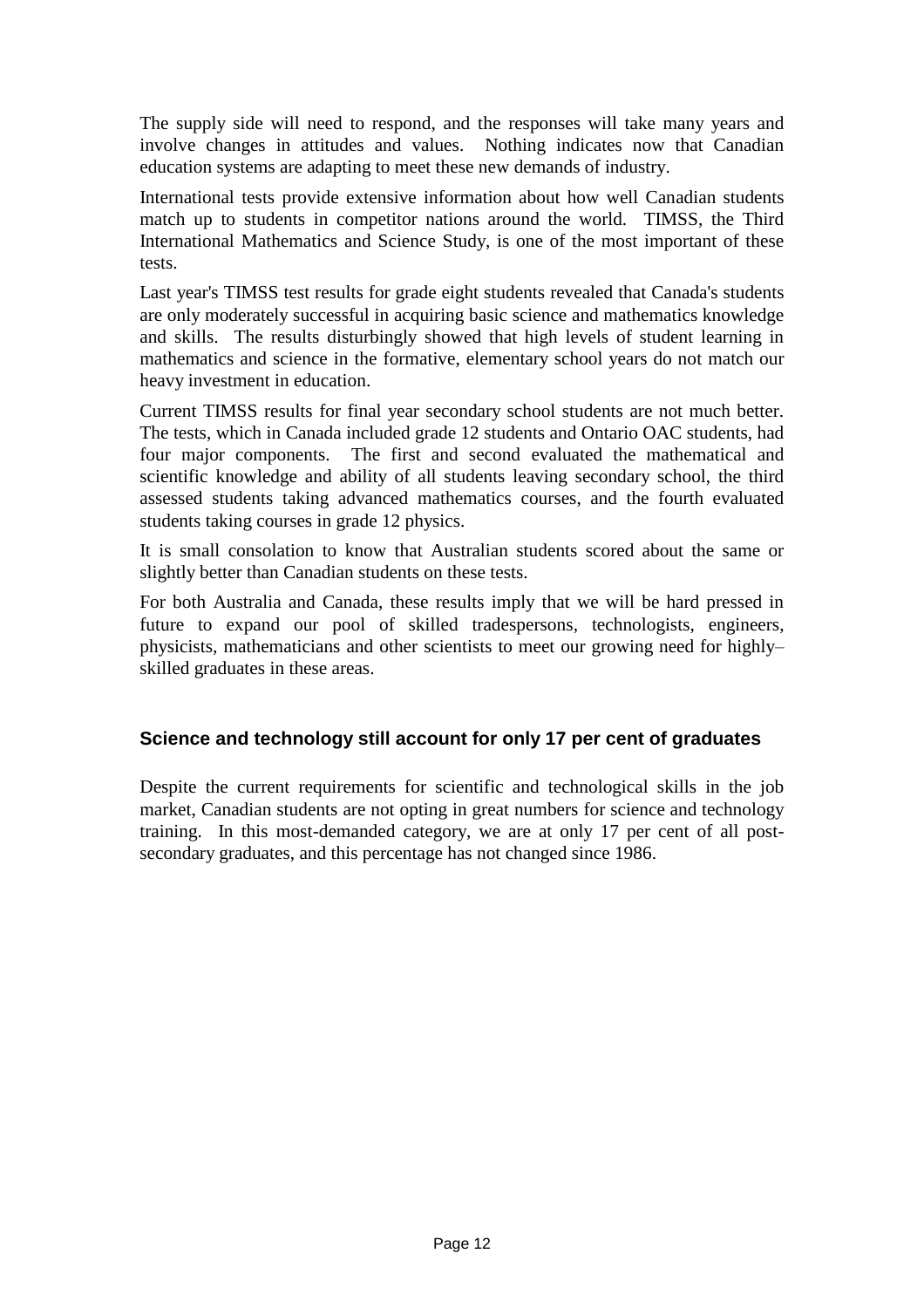The supply side will need to respond, and the responses will take many years and involve changes in attitudes and values. Nothing indicates now that Canadian education systems are adapting to meet these new demands of industry.

International tests provide extensive information about how well Canadian students match up to students in competitor nations around the world. TIMSS, the Third International Mathematics and Science Study, is one of the most important of these tests.

Last year's TIMSS test results for grade eight students revealed that Canada's students are only moderately successful in acquiring basic science and mathematics knowledge and skills. The results disturbingly showed that high levels of student learning in mathematics and science in the formative, elementary school years do not match our heavy investment in education.

Current TIMSS results for final year secondary school students are not much better. The tests, which in Canada included grade 12 students and Ontario OAC students, had four major components. The first and second evaluated the mathematical and scientific knowledge and ability of all students leaving secondary school, the third assessed students taking advanced mathematics courses, and the fourth evaluated students taking courses in grade 12 physics.

It is small consolation to know that Australian students scored about the same or slightly better than Canadian students on these tests.

For both Australia and Canada, these results imply that we will be hard pressed in future to expand our pool of skilled tradespersons, technologists, engineers, physicists, mathematicians and other scientists to meet our growing need for highly–skilled graduates in these areas.

### Science and technology still account for only 17 per cent of graduates

Despite the current requirements for scientific and technological skills in the job market, Canadian students are not opting in great numbers for science and technology training. In this most-demanded category, we are at only 17 per cent of all post-secondary graduates, and this percentage has not changed since 1986.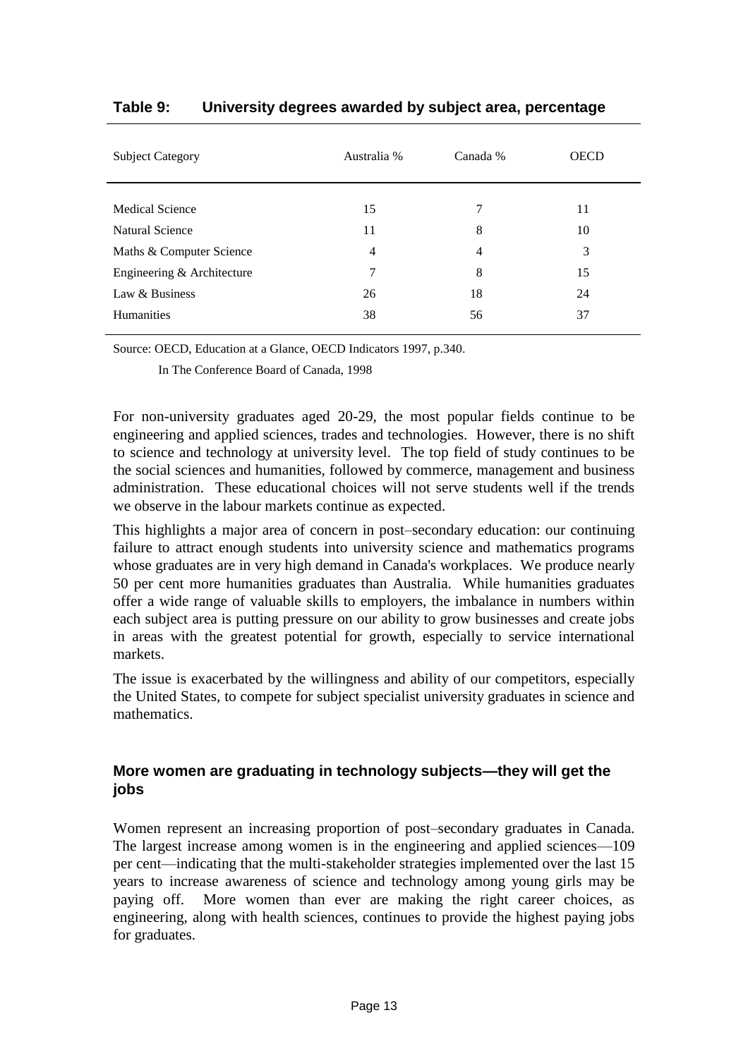**Table 9: University degrees awarded by subject area, percentage**

| Subject Category | Australia % | Canada % | OECD |
|---|---|---|---|
| Medical Science | 15 | 7 | 11 |
| Natural Science | 11 | 8 | 10 |
| Maths & Computer Science | 4 | 4 | 3 |
| Engineering & Architecture | 7 | 8 | 15 |
| Law & Business | 26 | 18 | 24 |
| Humanities | 38 | 56 | 37 |

Source: OECD, Education at a Glance, OECD Indicators 1997, p.340.

In The Conference Board of Canada, 1998

For non-university graduates aged 20-29, the most popular fields continue to be engineering and applied sciences, trades and technologies. However, there is no shift to science and technology at university level. The top field of study continues to be the social sciences and humanities, followed by commerce, management and business administration. These educational choices will not serve students well if the trends we observe in the labour markets continue as expected.

This highlights a major area of concern in post–secondary education: our continuing failure to attract enough students into university science and mathematics programs whose graduates are in very high demand in Canada's workplaces. We produce nearly 50 per cent more humanities graduates than Australia. While humanities graduates offer a wide range of valuable skills to employers, the imbalance in numbers within each subject area is putting pressure on our ability to grow businesses and create jobs in areas with the greatest potential for growth, especially to service international markets.

The issue is exacerbated by the willingness and ability of our competitors, especially the United States, to compete for subject specialist university graduates in science and mathematics.

### More women are graduating in technology subjects—they will get the jobs

Women represent an increasing proportion of post–secondary graduates in Canada. The largest increase among women is in the engineering and applied sciences—109 per cent—indicating that the multi-stakeholder strategies implemented over the last 15 years to increase awareness of science and technology among young girls may be paying off. More women than ever are making the right career choices, as engineering, along with health sciences, continues to provide the highest paying jobs for graduates.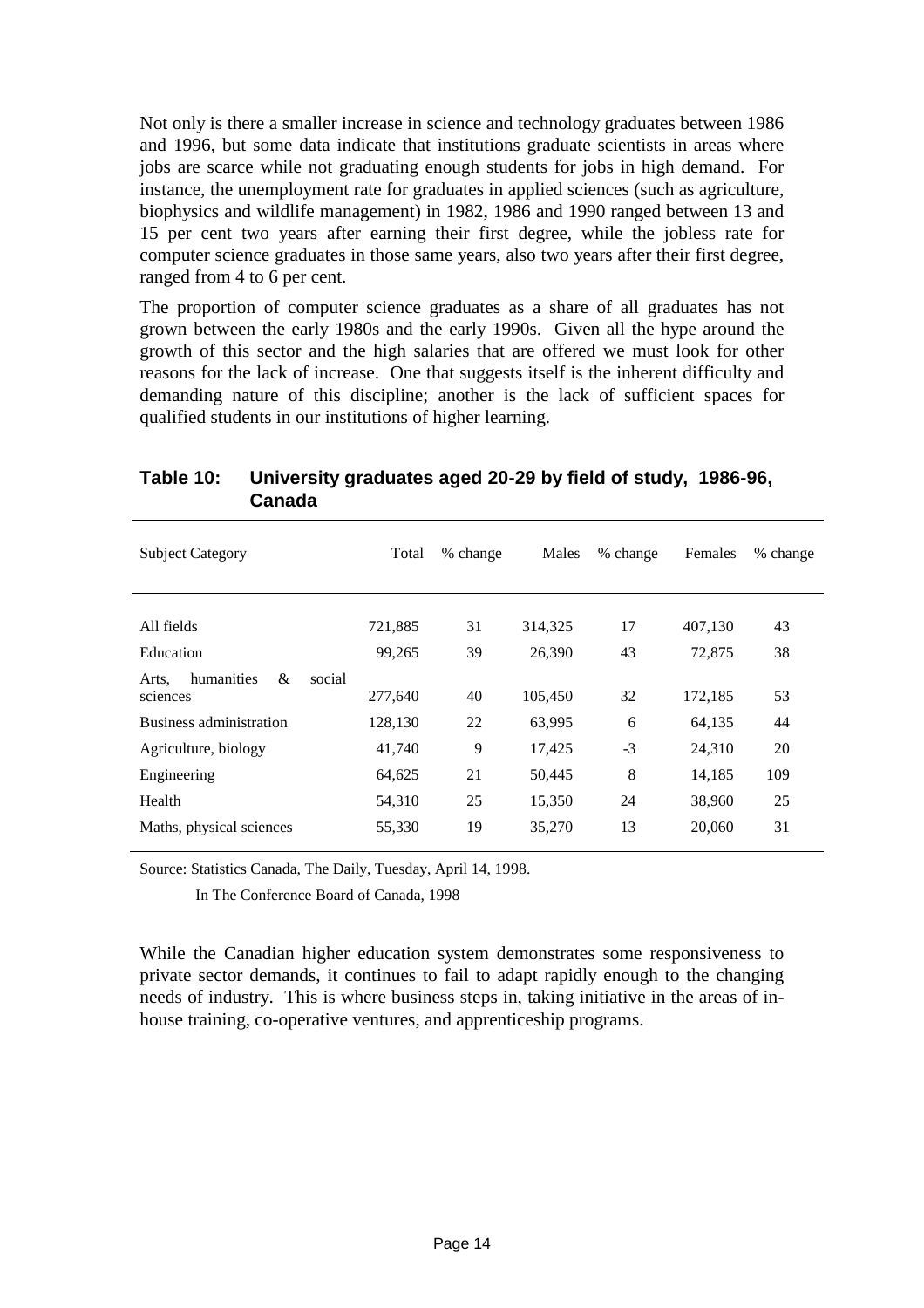Not only is there a smaller increase in science and technology graduates between 1986 and 1996, but some data indicate that institutions graduate scientists in areas where jobs are scarce while not graduating enough students for jobs in high demand. For instance, the unemployment rate for graduates in applied sciences (such as agriculture, biophysics and wildlife management) in 1982, 1986 and 1990 ranged between 13 and 15 per cent two years after earning their first degree, while the jobless rate for computer science graduates in those same years, also two years after their first degree, ranged from 4 to 6 per cent.

The proportion of computer science graduates as a share of all graduates has not grown between the early 1980s and the early 1990s. Given all the hype around the growth of this sector and the high salaries that are offered we must look for other reasons for the lack of increase. One that suggests itself is the inherent difficulty and demanding nature of this discipline; another is the lack of sufficient spaces for qualified students in our institutions of higher learning.

**Table 10: University graduates aged 20-29 by field of study, 1986-96, Canada**

| Subject Category | Total | % change | Males | % change | Females | % change |
|---|---|---|---|---|---|---|
| All fields | 721,885 | 31 | 314,325 | 17 | 407,130 | 43 |
| Education | 99,265 | 39 | 26,390 | 43 | 72,875 | 38 |
| Arts, humanities & social sciences | 277,640 | 40 | 105,450 | 32 | 172,185 | 53 |
| Business administration | 128,130 | 22 | 63,995 | 6 | 64,135 | 44 |
| Agriculture, biology | 41,740 | 9 | 17,425 | -3 | 24,310 | 20 |
| Engineering | 64,625 | 21 | 50,445 | 8 | 14,185 | 109 |
| Health | 54,310 | 25 | 15,350 | 24 | 38,960 | 25 |
| Maths, physical sciences | 55,330 | 19 | 35,270 | 13 | 20,060 | 31 |

Source: Statistics Canada, The Daily, Tuesday, April 14, 1998.

In The Conference Board of Canada, 1998

While the Canadian higher education system demonstrates some responsiveness to private sector demands, it continues to fail to adapt rapidly enough to the changing needs of industry. This is where business steps in, taking initiative in the areas of in-house training, co-operative ventures, and apprenticeship programs.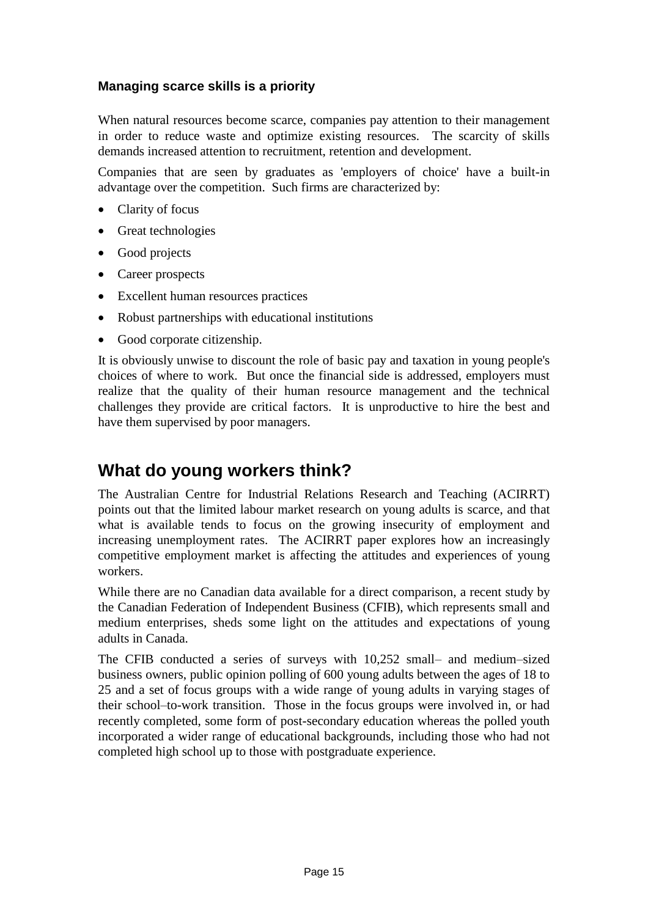### Managing scarce skills is a priority

When natural resources become scarce, companies pay attention to their management in order to reduce waste and optimize existing resources. The scarcity of skills demands increased attention to recruitment, retention and development.

Companies that are seen by graduates as 'employers of choice' have a built-in advantage over the competition. Such firms are characterized by:

- Clarity of focus
- Great technologies
- Good projects
- Career prospects
- Excellent human resources practices
- Robust partnerships with educational institutions
- Good corporate citizenship.

It is obviously unwise to discount the role of basic pay and taxation in young people's choices of where to work. But once the financial side is addressed, employers must realize that the quality of their human resource management and the technical challenges they provide are critical factors. It is unproductive to hire the best and have them supervised by poor managers.

## What do young workers think?

The Australian Centre for Industrial Relations Research and Teaching (ACIRRT) points out that the limited labour market research on young adults is scarce, and that what is available tends to focus on the growing insecurity of employment and increasing unemployment rates. The ACIRRT paper explores how an increasingly competitive employment market is affecting the attitudes and experiences of young workers.

While there are no Canadian data available for a direct comparison, a recent study by the Canadian Federation of Independent Business (CFIB), which represents small and medium enterprises, sheds some light on the attitudes and expectations of young adults in Canada.

The CFIB conducted a series of surveys with 10,252 small– and medium–sized business owners, public opinion polling of 600 young adults between the ages of 18 to 25 and a set of focus groups with a wide range of young adults in varying stages of their school–to-work transition. Those in the focus groups were involved in, or had recently completed, some form of post-secondary education whereas the polled youth incorporated a wider range of educational backgrounds, including those who had not completed high school up to those with postgraduate experience.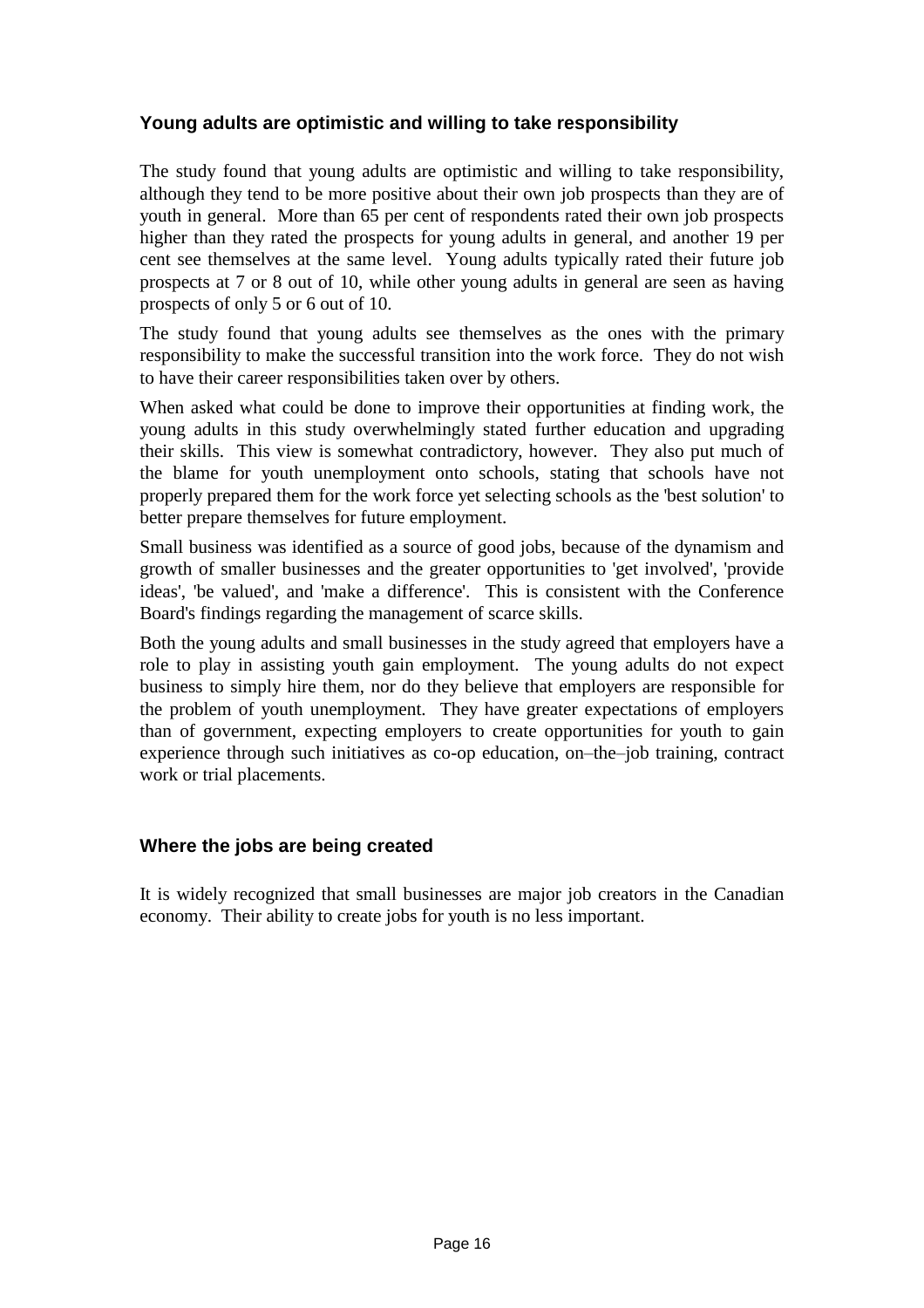## Young adults are optimistic and willing to take responsibility

The study found that young adults are optimistic and willing to take responsibility, although they tend to be more positive about their own job prospects than they are of youth in general. More than 65 per cent of respondents rated their own job prospects higher than they rated the prospects for young adults in general, and another 19 per cent see themselves at the same level. Young adults typically rated their future job prospects at 7 or 8 out of 10, while other young adults in general are seen as having prospects of only 5 or 6 out of 10.

The study found that young adults see themselves as the ones with the primary responsibility to make the successful transition into the work force. They do not wish to have their career responsibilities taken over by others.

When asked what could be done to improve their opportunities at finding work, the young adults in this study overwhelmingly stated further education and upgrading their skills. This view is somewhat contradictory, however. They also put much of the blame for youth unemployment onto schools, stating that schools have not properly prepared them for the work force yet selecting schools as the 'best solution' to better prepare themselves for future employment.

Small business was identified as a source of good jobs, because of the dynamism and growth of smaller businesses and the greater opportunities to 'get involved', 'provide ideas', 'be valued', and 'make a difference'. This is consistent with the Conference Board's findings regarding the management of scarce skills.

Both the young adults and small businesses in the study agreed that employers have a role to play in assisting youth gain employment. The young adults do not expect business to simply hire them, nor do they believe that employers are responsible for the problem of youth unemployment. They have greater expectations of employers than of government, expecting employers to create opportunities for youth to gain experience through such initiatives as co-op education, on–the–job training, contract work or trial placements.

## Where the jobs are being created

It is widely recognized that small businesses are major job creators in the Canadian economy. Their ability to create jobs for youth is no less important.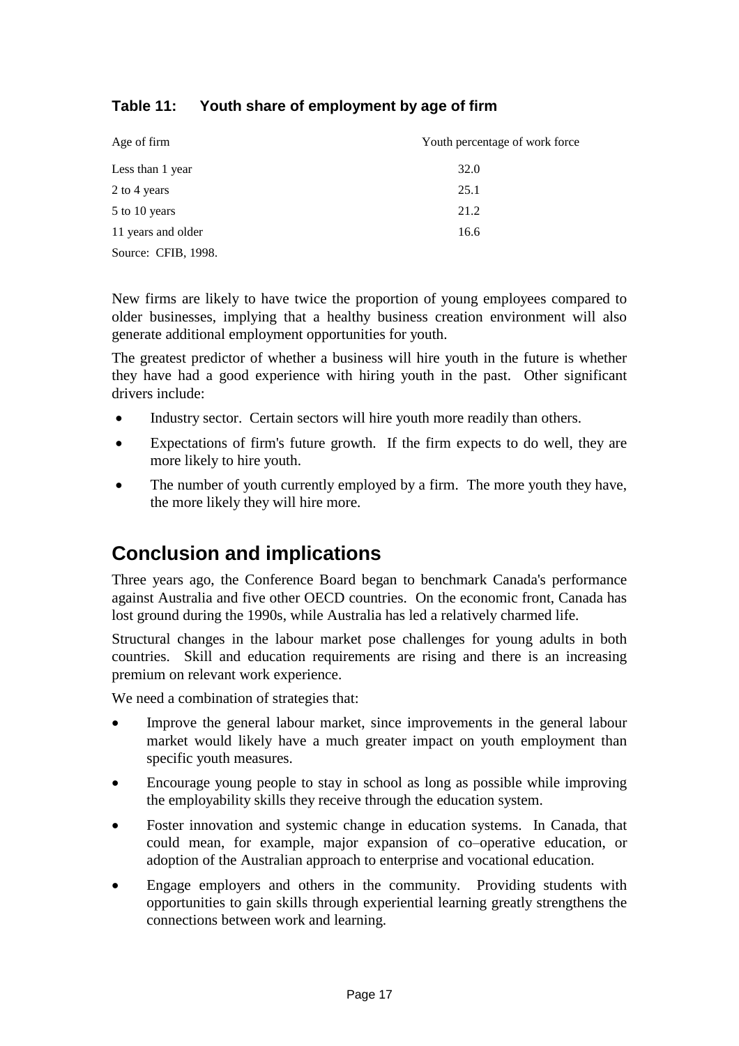**Table 11: Youth share of employment by age of firm**

| Age of firm | Youth percentage of work force |
|---|---|
| Less than 1 year | 32.0 |
| 2 to 4 years | 25.1 |
| 5 to 10 years | 21.2 |
| 11 years and older | 16.6 |

Source: CFIB, 1998.

New firms are likely to have twice the proportion of young employees compared to older businesses, implying that a healthy business creation environment will also generate additional employment opportunities for youth.

The greatest predictor of whether a business will hire youth in the future is whether they have had a good experience with hiring youth in the past. Other significant drivers include:

- Industry sector. Certain sectors will hire youth more readily than others.
- Expectations of firm's future growth. If the firm expects to do well, they are more likely to hire youth.
- The number of youth currently employed by a firm. The more youth they have, the more likely they will hire more.

## Conclusion and implications

Three years ago, the Conference Board began to benchmark Canada's performance against Australia and five other OECD countries. On the economic front, Canada has lost ground during the 1990s, while Australia has led a relatively charmed life.

Structural changes in the labour market pose challenges for young adults in both countries. Skill and education requirements are rising and there is an increasing premium on relevant work experience.

We need a combination of strategies that:

- Improve the general labour market, since improvements in the general labour market would likely have a much greater impact on youth employment than specific youth measures.
- Encourage young people to stay in school as long as possible while improving the employability skills they receive through the education system.
- Foster innovation and systemic change in education systems. In Canada, that could mean, for example, major expansion of co–operative education, or adoption of the Australian approach to enterprise and vocational education.
- Engage employers and others in the community. Providing students with opportunities to gain skills through experiential learning greatly strengthens the connections between work and learning.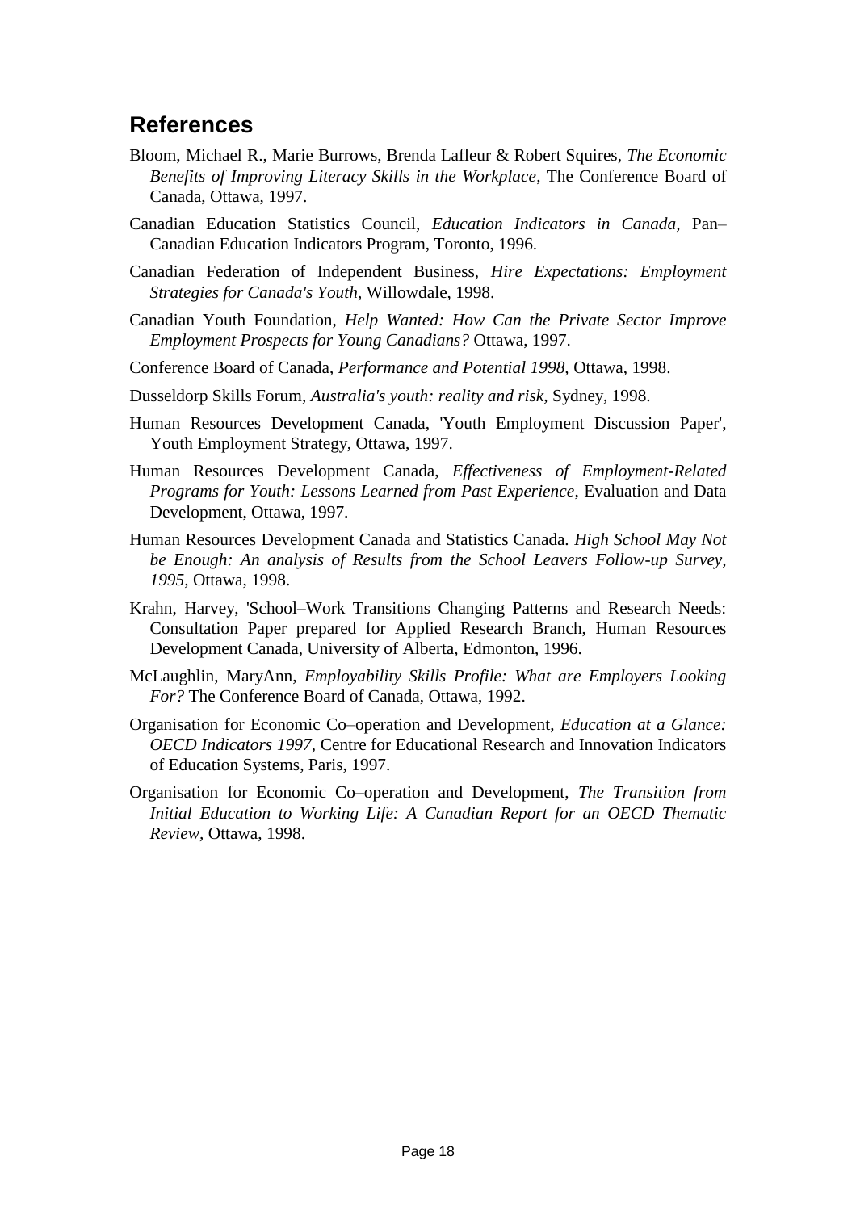## References

Bloom, Michael R., Marie Burrows, Brenda Lafleur & Robert Squires, *The Economic Benefits of Improving Literacy Skills in the Workplace*, The Conference Board of Canada, Ottawa, 1997.

Canadian Education Statistics Council, *Education Indicators in Canada*, Pan–Canadian Education Indicators Program, Toronto, 1996.

Canadian Federation of Independent Business, *Hire Expectations: Employment Strategies for Canada's Youth*, Willowdale, 1998.

Canadian Youth Foundation, *Help Wanted: How Can the Private Sector Improve Employment Prospects for Young Canadians?* Ottawa, 1997.

Conference Board of Canada, *Performance and Potential 1998*, Ottawa, 1998.

Dusseldorp Skills Forum, *Australia's youth: reality and risk*, Sydney, 1998.

Human Resources Development Canada, 'Youth Employment Discussion Paper', Youth Employment Strategy, Ottawa, 1997.

Human Resources Development Canada, *Effectiveness of Employment-Related Programs for Youth: Lessons Learned from Past Experience*, Evaluation and Data Development, Ottawa, 1997.

Human Resources Development Canada and Statistics Canada. *High School May Not be Enough: An analysis of Results from the School Leavers Follow-up Survey, 1995*, Ottawa, 1998.

Krahn, Harvey, 'School–Work Transitions Changing Patterns and Research Needs: Consultation Paper prepared for Applied Research Branch, Human Resources Development Canada, University of Alberta, Edmonton, 1996.

McLaughlin, MaryAnn, *Employability Skills Profile: What are Employers Looking For?* The Conference Board of Canada, Ottawa, 1992.

Organisation for Economic Co–operation and Development, *Education at a Glance: OECD Indicators 1997*, Centre for Educational Research and Innovation Indicators of Education Systems, Paris, 1997.

Organisation for Economic Co–operation and Development, *The Transition from Initial Education to Working Life: A Canadian Report for an OECD Thematic Review*, Ottawa, 1998.